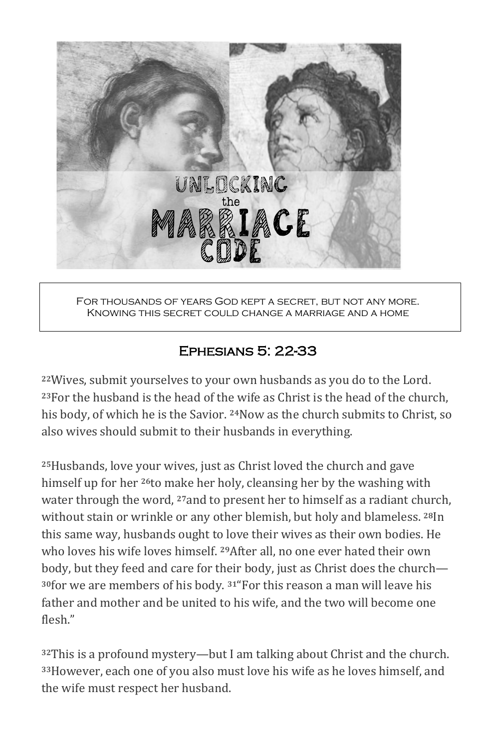# UNLOCKING the MARRIAGE CODE

For thousands of years God kept a secret, but not any more. Knowing this secret could change a marriage and a home

## Ephesians 5: 22-33

22Wives, submit yourselves to your own husbands as you do to the Lord. 23For the husband is the head of the wife as Christ is the head of the church, his body, of which he is the Savior. 24Now as the church submits to Christ, so also wives should submit to their husbands in everything.

25Husbands, love your wives, just as Christ loved the church and gave himself up for her 26to make her holy, cleansing her by the washing with water through the word, 27and to present her to himself as a radiant church, without stain or wrinkle or any other blemish, but holy and blameless. 28In this same way, husbands ought to love their wives as their own bodies. He who loves his wife loves himself. 29After all, no one ever hated their own body, but they feed and care for their body, just as Christ does the church— 30for we are members of his body. 31"For this reason a man will leave his father and mother and be united to his wife, and the two will become one flesh."

32This is a profound mystery—but I am talking about Christ and the church. 33However, each one of you also must love his wife as he loves himself, and the wife must respect her husband.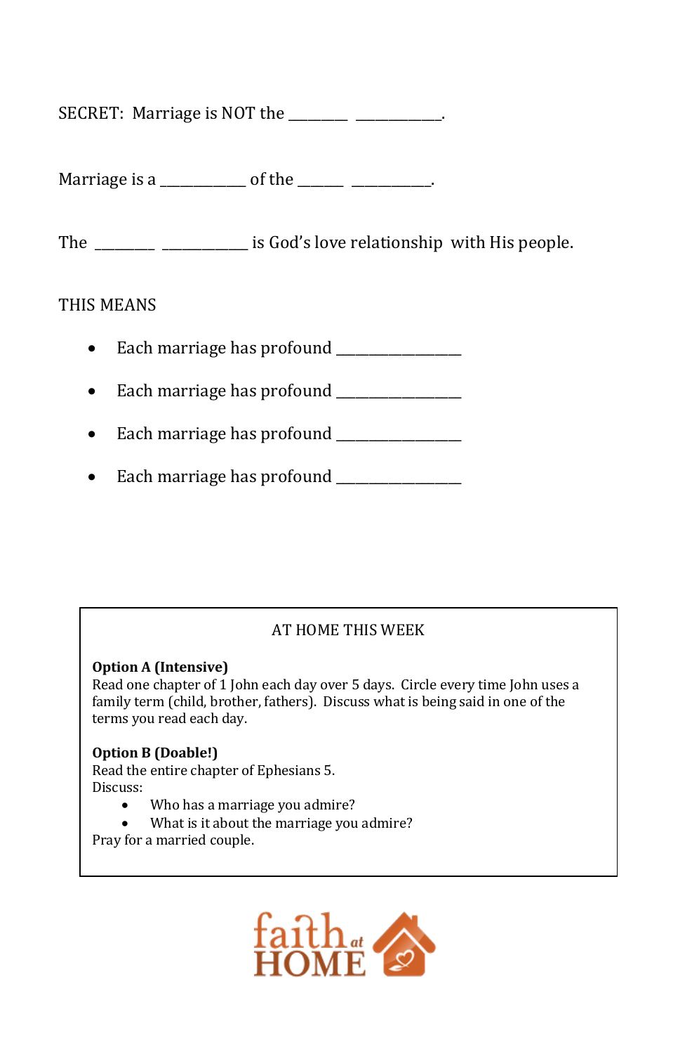SECRET: Marriage is NOT the ________ ___________.

Marriage is a ___________ of the ______ __________.

The ________ ___________ is God's love relationship with His people.

THIS MEANS

- Each marriage has profound ________________
- Each marriage has profound ________________
- Each marriage has profound ________________
- Each marriage has profound ________________

AT HOME THIS WEEK

**Option A (Intensive)**
Read one chapter of 1 John each day over 5 days. Circle every time John uses a family term (child, brother, fathers). Discuss what is being said in one of the terms you read each day.

**Option B (Doable!)**
Read the entire chapter of Ephesians 5.
Discuss:

- Who has a marriage you admire?
- What is it about the marriage you admire?

Pray for a married couple.

faith at HOME